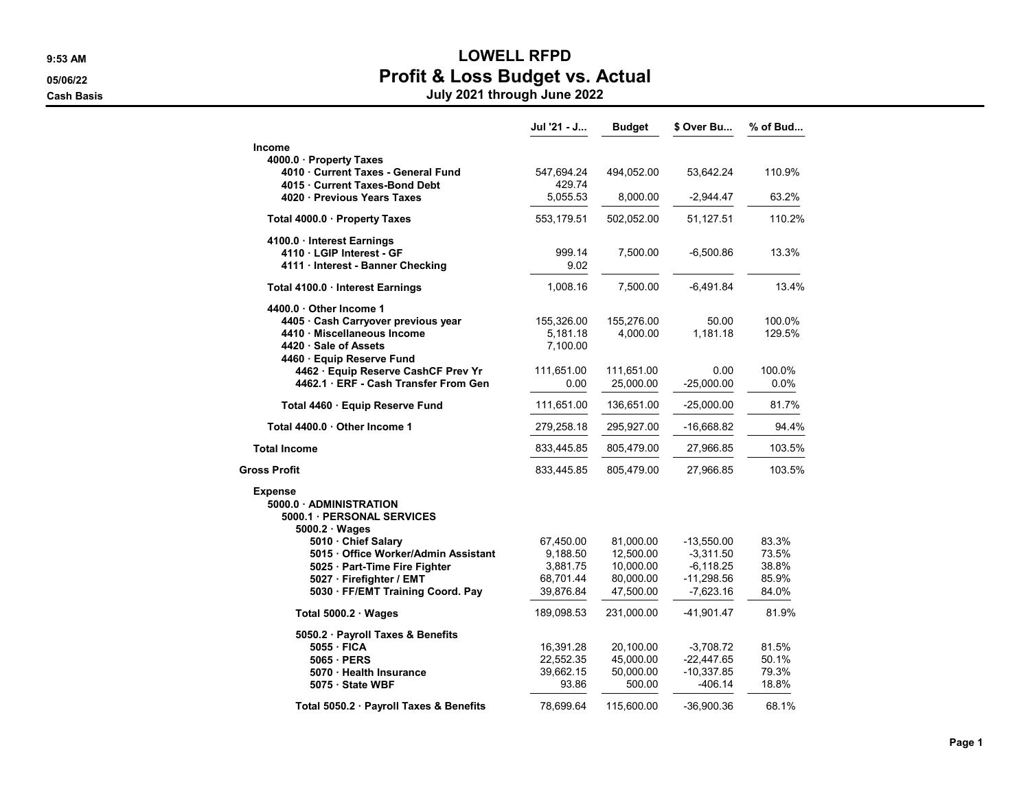# LOWELL RFPD

## Profit & Loss Budget vs. Actual

### July 2021 through June 2022

9:53 AM
05/06/22
Cash Basis

| | Jul '21 - J... | Budget | $ Over Bu... | % of Bud... |
|---|---|---|---|---|
| **Income** | | | | |
| **4000.0 · Property Taxes** | | | | |
| **4010 · Current Taxes - General Fund** | 547,694.24 | 494,052.00 | 53,642.24 | 110.9% |
| **4015 · Current Taxes-Bond Debt** | 429.74 | | | |
| **4020 · Previous Years Taxes** | 5,055.53 | 8,000.00 | -2,944.47 | 63.2% |
| **Total 4000.0 · Property Taxes** | 553,179.51 | 502,052.00 | 51,127.51 | 110.2% |
| **4100.0 · Interest Earnings** | | | | |
| **4110 · LGIP Interest - GF** | 999.14 | 7,500.00 | -6,500.86 | 13.3% |
| **4111 · Interest - Banner Checking** | 9.02 | | | |
| **Total 4100.0 · Interest Earnings** | 1,008.16 | 7,500.00 | -6,491.84 | 13.4% |
| **4400.0 · Other Income 1** | | | | |
| **4405 · Cash Carryover previous year** | 155,326.00 | 155,276.00 | 50.00 | 100.0% |
| **4410 · Miscellaneous Income** | 5,181.18 | 4,000.00 | 1,181.18 | 129.5% |
| **4420 · Sale of Assets** | 7,100.00 | | | |
| **4460 · Equip Reserve Fund** | | | | |
| **4462 · Equip Reserve CashCF Prev Yr** | 111,651.00 | 111,651.00 | 0.00 | 100.0% |
| **4462.1 · ERF - Cash Transfer From Gen** | 0.00 | 25,000.00 | -25,000.00 | 0.0% |
| **Total 4460 · Equip Reserve Fund** | 111,651.00 | 136,651.00 | -25,000.00 | 81.7% |
| **Total 4400.0 · Other Income 1** | 279,258.18 | 295,927.00 | -16,668.82 | 94.4% |
| **Total Income** | 833,445.85 | 805,479.00 | 27,966.85 | 103.5% |
| **Gross Profit** | 833,445.85 | 805,479.00 | 27,966.85 | 103.5% |
| **Expense** | | | | |
| **5000.0 · ADMINISTRATION** | | | | |
| **5000.1 · PERSONAL SERVICES** | | | | |
| **5000.2 · Wages** | | | | |
| **5010 · Chief Salary** | 67,450.00 | 81,000.00 | -13,550.00 | 83.3% |
| **5015 · Office Worker/Admin Assistant** | 9,188.50 | 12,500.00 | -3,311.50 | 73.5% |
| **5025 · Part-Time Fire Fighter** | 3,881.75 | 10,000.00 | -6,118.25 | 38.8% |
| **5027 · Firefighter / EMT** | 68,701.44 | 80,000.00 | -11,298.56 | 85.9% |
| **5030 · FF/EMT Training Coord. Pay** | 39,876.84 | 47,500.00 | -7,623.16 | 84.0% |
| **Total 5000.2 · Wages** | 189,098.53 | 231,000.00 | -41,901.47 | 81.9% |
| **5050.2 · Payroll Taxes & Benefits** | | | | |
| **5055 · FICA** | 16,391.28 | 20,100.00 | -3,708.72 | 81.5% |
| **5065 · PERS** | 22,552.35 | 45,000.00 | -22,447.65 | 50.1% |
| **5070 · Health Insurance** | 39,662.15 | 50,000.00 | -10,337.85 | 79.3% |
| **5075 · State WBF** | 93.86 | 500.00 | -406.14 | 18.8% |
| **Total 5050.2 · Payroll Taxes & Benefits** | 78,699.64 | 115,600.00 | -36,900.36 | 68.1% |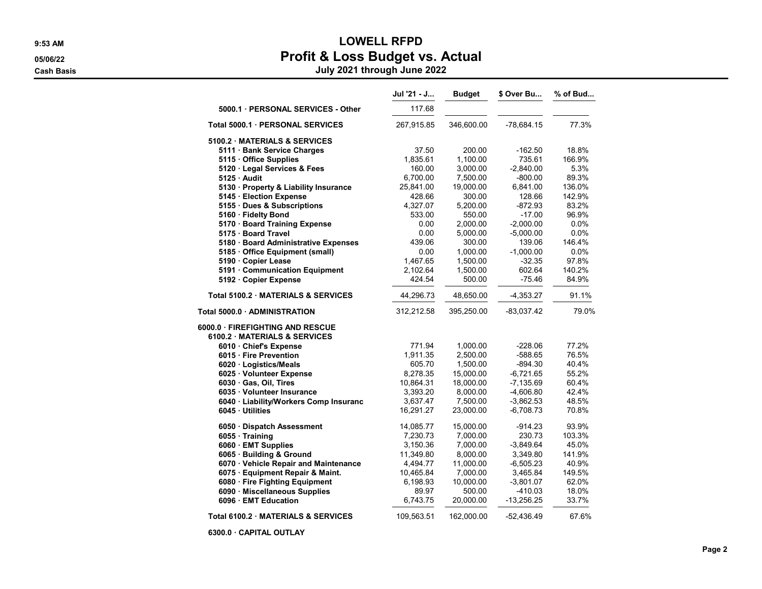# LOWELL RFPD

## Profit & Loss Budget vs. Actual

### July 2021 through June 2022

Cash Basis

| | Jul '21 - J... | Budget | $ Over Bu... | % of Bud... |
|---|---|---|---|---|
| 5000.1 · PERSONAL SERVICES - Other | 117.68 | | | |
| **Total 5000.1 · PERSONAL SERVICES** | 267,915.85 | 346,600.00 | -78,684.15 | 77.3% |
| **5100.2 · MATERIALS & SERVICES** | | | | |
| 5111 · Bank Service Charges | 37.50 | 200.00 | -162.50 | 18.8% |
| 5115 · Office Supplies | 1,835.61 | 1,100.00 | 735.61 | 166.9% |
| 5120 · Legal Services & Fees | 160.00 | 3,000.00 | -2,840.00 | 5.3% |
| 5125 · Audit | 6,700.00 | 7,500.00 | -800.00 | 89.3% |
| 5130 · Property & Liability Insurance | 25,841.00 | 19,000.00 | 6,841.00 | 136.0% |
| 5145 · Election Expense | 428.66 | 300.00 | 128.66 | 142.9% |
| 5155 · Dues & Subscriptions | 4,327.07 | 5,200.00 | -872.93 | 83.2% |
| 5160 · Fidelty Bond | 533.00 | 550.00 | -17.00 | 96.9% |
| 5170 · Board Training Expense | 0.00 | 2,000.00 | -2,000.00 | 0.0% |
| 5175 · Board Travel | 0.00 | 5,000.00 | -5,000.00 | 0.0% |
| 5180 · Board Administrative Expenses | 439.06 | 300.00 | 139.06 | 146.4% |
| 5185 · Office Equipment (small) | 0.00 | 1,000.00 | -1,000.00 | 0.0% |
| 5190 · Copier Lease | 1,467.65 | 1,500.00 | -32.35 | 97.8% |
| 5191 · Communication Equipment | 2,102.64 | 1,500.00 | 602.64 | 140.2% |
| 5192 · Copier Expense | 424.54 | 500.00 | -75.46 | 84.9% |
| **Total 5100.2 · MATERIALS & SERVICES** | 44,296.73 | 48,650.00 | -4,353.27 | 91.1% |
| **Total 5000.0 · ADMINISTRATION** | 312,212.58 | 395,250.00 | -83,037.42 | 79.0% |
| **6000.0 · FIREFIGHTING AND RESCUE** | | | | |
| **6100.2 · MATERIALS & SERVICES** | | | | |
| 6010 · Chief's Expense | 771.94 | 1,000.00 | -228.06 | 77.2% |
| 6015 · Fire Prevention | 1,911.35 | 2,500.00 | -588.65 | 76.5% |
| 6020 · Logistics/Meals | 605.70 | 1,500.00 | -894.30 | 40.4% |
| 6025 · Volunteer Expense | 8,278.35 | 15,000.00 | -6,721.65 | 55.2% |
| 6030 · Gas, Oil, Tires | 10,864.31 | 18,000.00 | -7,135.69 | 60.4% |
| 6035 · Volunteer Insurance | 3,393.20 | 8,000.00 | -4,606.80 | 42.4% |
| 6040 · Liability/Workers Comp Insuranc | 3,637.47 | 7,500.00 | -3,862.53 | 48.5% |
| 6045 · Utilities | 16,291.27 | 23,000.00 | -6,708.73 | 70.8% |
| 6050 · Dispatch Assessment | 14,085.77 | 15,000.00 | -914.23 | 93.9% |
| 6055 · Training | 7,230.73 | 7,000.00 | 230.73 | 103.3% |
| 6060 · EMT Supplies | 3,150.36 | 7,000.00 | -3,849.64 | 45.0% |
| 6065 · Building & Ground | 11,349.80 | 8,000.00 | 3,349.80 | 141.9% |
| 6070 · Vehicle Repair and Maintenance | 4,494.77 | 11,000.00 | -6,505.23 | 40.9% |
| 6075 · Equipment Repair & Maint. | 10,465.84 | 7,000.00 | 3,465.84 | 149.5% |
| 6080 · Fire Fighting Equipment | 6,198.93 | 10,000.00 | -3,801.07 | 62.0% |
| 6090 · Miscellaneous Supplies | 89.97 | 500.00 | -410.03 | 18.0% |
| 6096 · EMT Education | 6,743.75 | 20,000.00 | -13,256.25 | 33.7% |
| **Total 6100.2 · MATERIALS & SERVICES** | 109,563.51 | 162,000.00 | -52,436.49 | 67.6% |
| **6300.0 · CAPITAL OUTLAY** | | | | |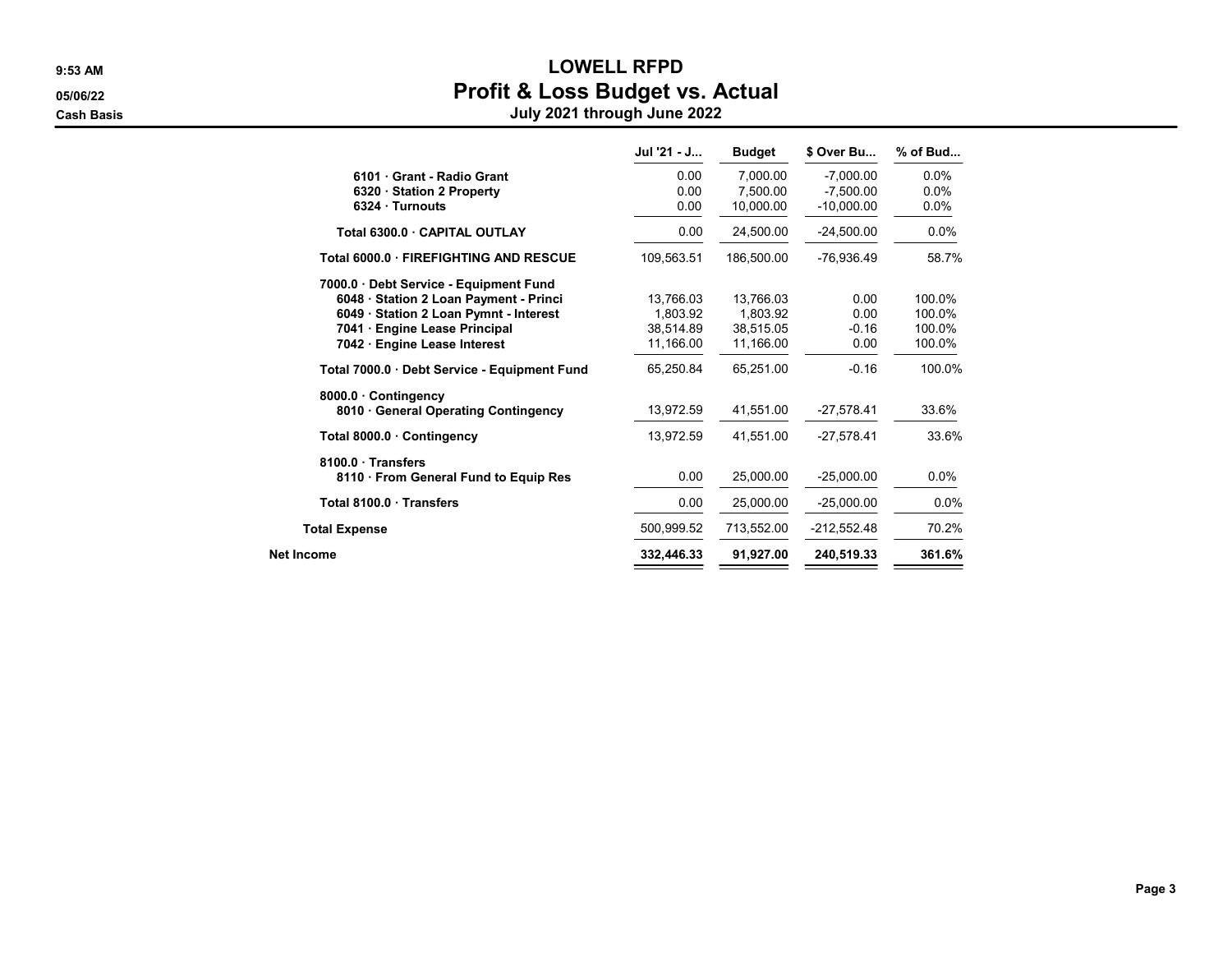# LOWELL RFPD

## Profit & Loss Budget vs. Actual

### July 2021 through June 2022

9:53 AM
05/06/22
Cash Basis

| | Jul '21 - J... | Budget | $ Over Bu... | % of Bud... |
|---|---|---|---|---|
| 6101 · Grant - Radio Grant | 0.00 | 7,000.00 | -7,000.00 | 0.0% |
| 6320 · Station 2 Property | 0.00 | 7,500.00 | -7,500.00 | 0.0% |
| 6324 · Turnouts | 0.00 | 10,000.00 | -10,000.00 | 0.0% |
| Total 6300.0 · CAPITAL OUTLAY | 0.00 | 24,500.00 | -24,500.00 | 0.0% |
| Total 6000.0 · FIREFIGHTING AND RESCUE | 109,563.51 | 186,500.00 | -76,936.49 | 58.7% |
| 7000.0 · Debt Service - Equipment Fund | | | | |
| 6048 · Station 2 Loan Payment - Princi | 13,766.03 | 13,766.03 | 0.00 | 100.0% |
| 6049 · Station 2 Loan Pymnt - Interest | 1,803.92 | 1,803.92 | 0.00 | 100.0% |
| 7041 · Engine Lease Principal | 38,514.89 | 38,515.05 | -0.16 | 100.0% |
| 7042 · Engine Lease Interest | 11,166.00 | 11,166.00 | 0.00 | 100.0% |
| Total 7000.0 · Debt Service - Equipment Fund | 65,250.84 | 65,251.00 | -0.16 | 100.0% |
| 8000.0 · Contingency | | | | |
| 8010 · General Operating Contingency | 13,972.59 | 41,551.00 | -27,578.41 | 33.6% |
| Total 8000.0 · Contingency | 13,972.59 | 41,551.00 | -27,578.41 | 33.6% |
| 8100.0 · Transfers | | | | |
| 8110 · From General Fund to Equip Res | 0.00 | 25,000.00 | -25,000.00 | 0.0% |
| Total 8100.0 · Transfers | 0.00 | 25,000.00 | -25,000.00 | 0.0% |
| Total Expense | 500,999.52 | 713,552.00 | -212,552.48 | 70.2% |
| **Net Income** | **332,446.33** | **91,927.00** | **240,519.33** | **361.6%** |